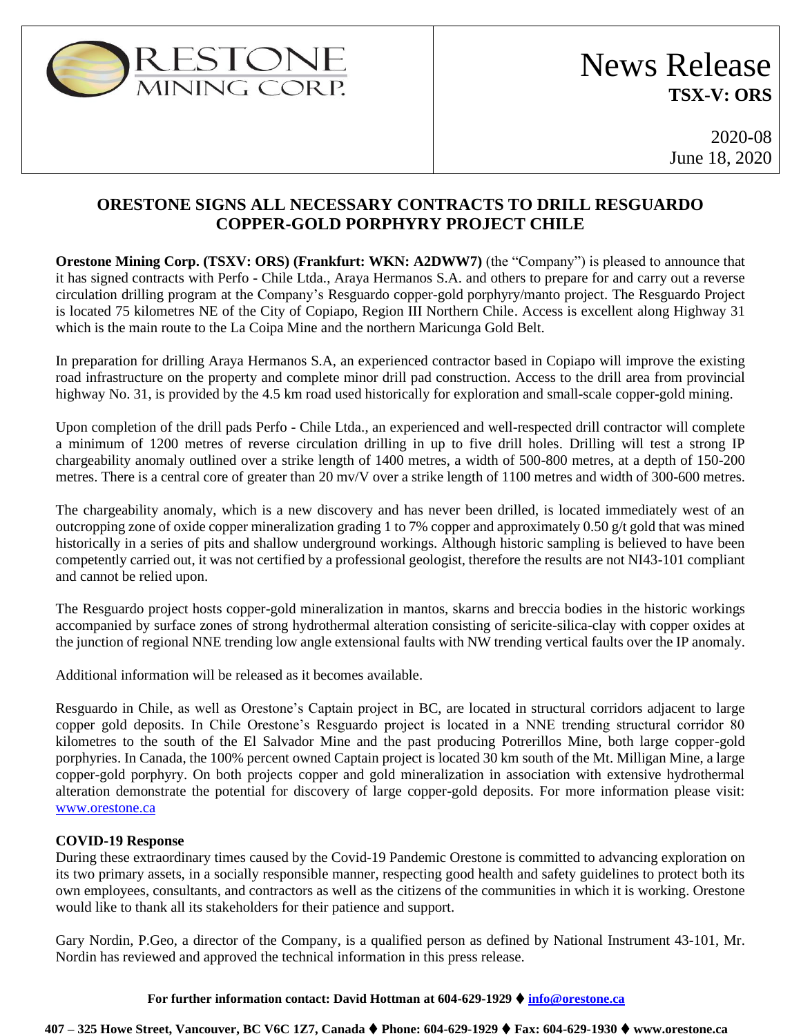ORESTONE MINING CORP.

# News Release

**TSX-V: ORS**

2020-08
June 18, 2020

## ORESTONE SIGNS ALL NECESSARY CONTRACTS TO DRILL RESGUARDO COPPER-GOLD PORPHYRY PROJECT CHILE

**Orestone Mining Corp. (TSXV: ORS) (Frankfurt: WKN: A2DWW7)** (the "Company") is pleased to announce that it has signed contracts with Perfo - Chile Ltda., Araya Hermanos S.A. and others to prepare for and carry out a reverse circulation drilling program at the Company's Resguardo copper-gold porphyry/manto project. The Resguardo Project is located 75 kilometres NE of the City of Copiapo, Region III Northern Chile. Access is excellent along Highway 31 which is the main route to the La Coipa Mine and the northern Maricunga Gold Belt.

In preparation for drilling Araya Hermanos S.A, an experienced contractor based in Copiapo will improve the existing road infrastructure on the property and complete minor drill pad construction. Access to the drill area from provincial highway No. 31, is provided by the 4.5 km road used historically for exploration and small-scale copper-gold mining.

Upon completion of the drill pads Perfo - Chile Ltda., an experienced and well-respected drill contractor will complete a minimum of 1200 metres of reverse circulation drilling in up to five drill holes. Drilling will test a strong IP chargeability anomaly outlined over a strike length of 1400 metres, a width of 500-800 metres, at a depth of 150-200 metres. There is a central core of greater than 20 mv/V over a strike length of 1100 metres and width of 300-600 metres.

The chargeability anomaly, which is a new discovery and has never been drilled, is located immediately west of an outcropping zone of oxide copper mineralization grading 1 to 7% copper and approximately 0.50 g/t gold that was mined historically in a series of pits and shallow underground workings. Although historic sampling is believed to have been competently carried out, it was not certified by a professional geologist, therefore the results are not NI43-101 compliant and cannot be relied upon.

The Resguardo project hosts copper-gold mineralization in mantos, skarns and breccia bodies in the historic workings accompanied by surface zones of strong hydrothermal alteration consisting of sericite-silica-clay with copper oxides at the junction of regional NNE trending low angle extensional faults with NW trending vertical faults over the IP anomaly.

Additional information will be released as it becomes available.

Resguardo in Chile, as well as Orestone's Captain project in BC, are located in structural corridors adjacent to large copper gold deposits. In Chile Orestone's Resguardo project is located in a NNE trending structural corridor 80 kilometres to the south of the El Salvador Mine and the past producing Potrerillos Mine, both large copper-gold porphyries. In Canada, the 100% percent owned Captain project is located 30 km south of the Mt. Milligan Mine, a large copper-gold porphyry. On both projects copper and gold mineralization in association with extensive hydrothermal alteration demonstrate the potential for discovery of large copper-gold deposits. For more information please visit: www.orestone.ca

**COVID-19 Response**
During these extraordinary times caused by the Covid-19 Pandemic Orestone is committed to advancing exploration on its two primary assets, in a socially responsible manner, respecting good health and safety guidelines to protect both its own employees, consultants, and contractors as well as the citizens of the communities in which it is working. Orestone would like to thank all its stakeholders for their patience and support.

Gary Nordin, P.Geo, a director of the Company, is a qualified person as defined by National Instrument 43-101, Mr. Nordin has reviewed and approved the technical information in this press release.

**For further information contact: David Hottman at 604-629-1929 ♦ info@orestone.ca**

**407 – 325 Howe Street, Vancouver, BC V6C 1Z7, Canada ♦ Phone: 604-629-1929 ♦ Fax: 604-629-1930 ♦ www.orestone.ca**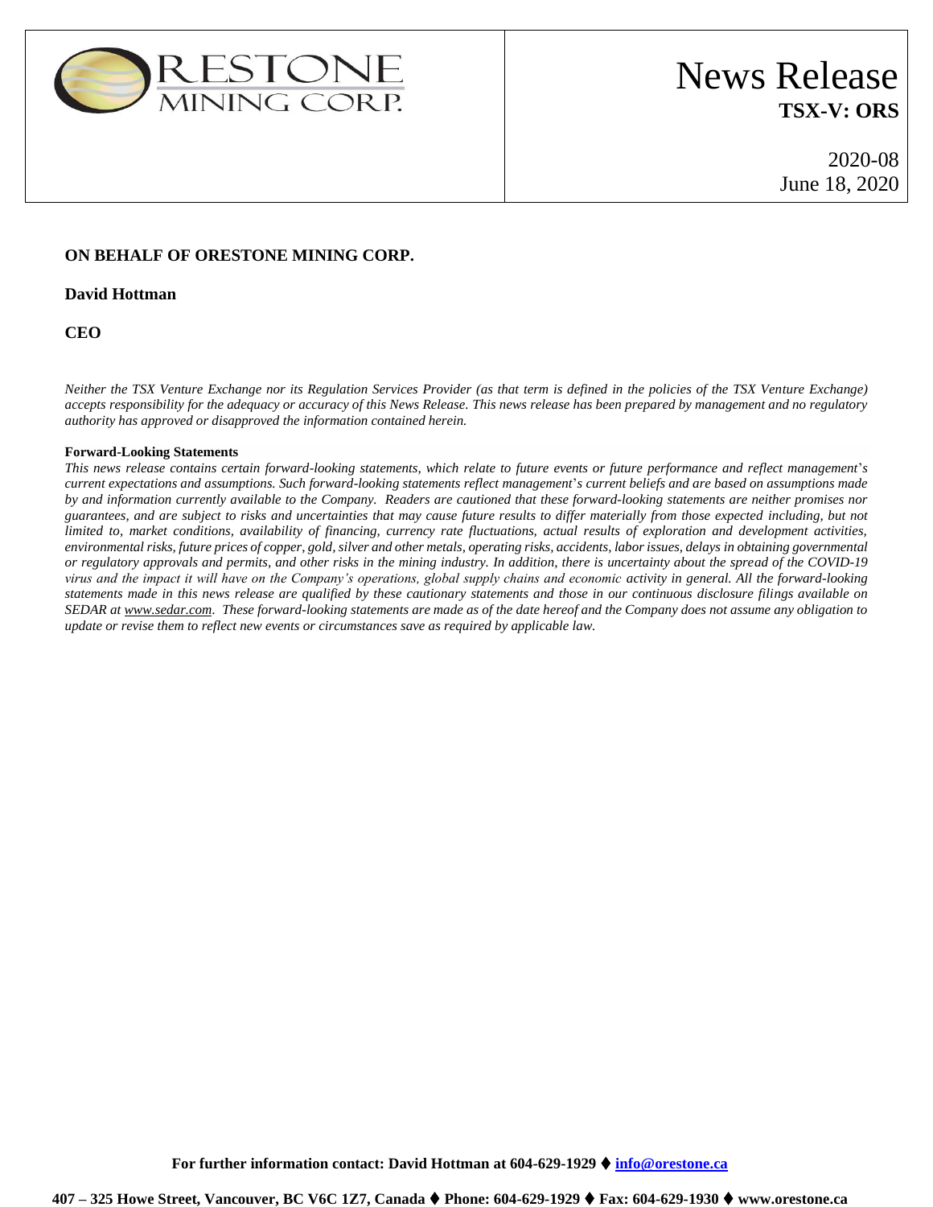# News Release
**TSX-V: ORS**

2020-08
June 18, 2020

**ON BEHALF OF ORESTONE MINING CORP.**

**David Hottman**

**CEO**

*Neither the TSX Venture Exchange nor its Regulation Services Provider (as that term is defined in the policies of the TSX Venture Exchange) accepts responsibility for the adequacy or accuracy of this News Release. This news release has been prepared by management and no regulatory authority has approved or disapproved the information contained herein.*

**Forward-Looking Statements**

*This news release contains certain forward-looking statements, which relate to future events or future performance and reflect management's current expectations and assumptions. Such forward-looking statements reflect management's current beliefs and are based on assumptions made by and information currently available to the Company. Readers are cautioned that these forward-looking statements are neither promises nor guarantees, and are subject to risks and uncertainties that may cause future results to differ materially from those expected including, but not limited to, market conditions, availability of financing, currency rate fluctuations, actual results of exploration and development activities, environmental risks, future prices of copper, gold, silver and other metals, operating risks, accidents, labor issues, delays in obtaining governmental or regulatory approvals and permits, and other risks in the mining industry. In addition, there is uncertainty about the spread of the COVID-19 virus and the impact it will have on the Company's operations, global supply chains and economic activity in general. All the forward-looking statements made in this news release are qualified by these cautionary statements and those in our continuous disclosure filings available on SEDAR at www.sedar.com. These forward-looking statements are made as of the date hereof and the Company does not assume any obligation to update or revise them to reflect new events or circumstances save as required by applicable law.*

**For further information contact: David Hottman at 604-629-1929 ♦ info@orestone.ca**

**407 – 325 Howe Street, Vancouver, BC V6C 1Z7, Canada ♦ Phone: 604-629-1929 ♦ Fax: 604-629-1930 ♦ www.orestone.ca**